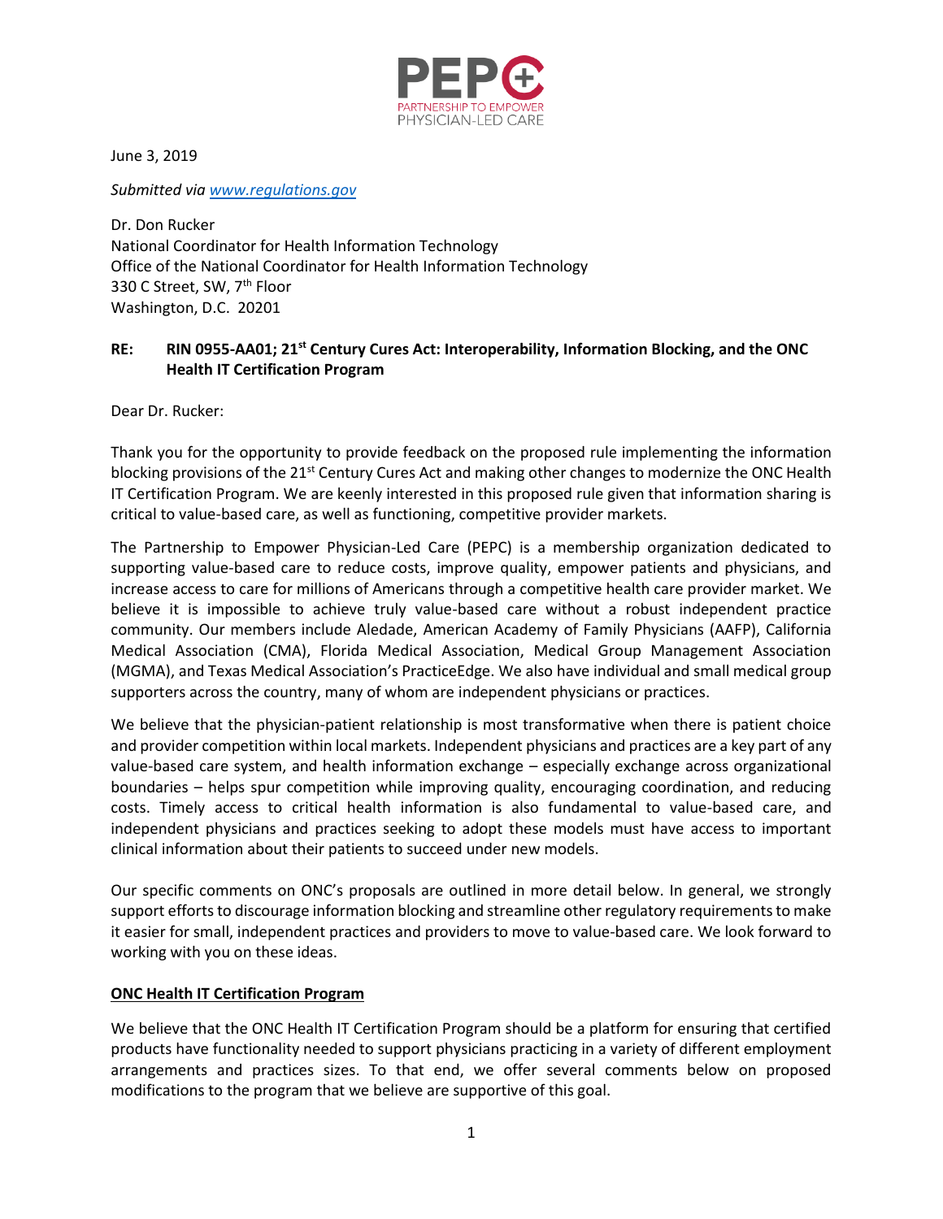PEPC

PARTNERSHIP TO EMPOWER PHYSICIAN-LED CARE

June 3, 2019

*Submitted via [www.regulations.gov](www.regulations.gov)*

Dr. Don Rucker
National Coordinator for Health Information Technology
Office of the National Coordinator for Health Information Technology
330 C Street, SW, 7th Floor
Washington, D.C. 20201

**RE: RIN 0955-AA01; 21st Century Cures Act: Interoperability, Information Blocking, and the ONC Health IT Certification Program**

Dear Dr. Rucker:

Thank you for the opportunity to provide feedback on the proposed rule implementing the information blocking provisions of the 21st Century Cures Act and making other changes to modernize the ONC Health IT Certification Program. We are keenly interested in this proposed rule given that information sharing is critical to value-based care, as well as functioning, competitive provider markets.

The Partnership to Empower Physician-Led Care (PEPC) is a membership organization dedicated to supporting value-based care to reduce costs, improve quality, empower patients and physicians, and increase access to care for millions of Americans through a competitive health care provider market. We believe it is impossible to achieve truly value-based care without a robust independent practice community. Our members include Aledade, American Academy of Family Physicians (AAFP), California Medical Association (CMA), Florida Medical Association, Medical Group Management Association (MGMA), and Texas Medical Association's PracticeEdge. We also have individual and small medical group supporters across the country, many of whom are independent physicians or practices.

We believe that the physician-patient relationship is most transformative when there is patient choice and provider competition within local markets. Independent physicians and practices are a key part of any value-based care system, and health information exchange – especially exchange across organizational boundaries – helps spur competition while improving quality, encouraging coordination, and reducing costs. Timely access to critical health information is also fundamental to value-based care, and independent physicians and practices seeking to adopt these models must have access to important clinical information about their patients to succeed under new models.

Our specific comments on ONC's proposals are outlined in more detail below. In general, we strongly support efforts to discourage information blocking and streamline other regulatory requirements to make it easier for small, independent practices and providers to move to value-based care. We look forward to working with you on these ideas.

**ONC Health IT Certification Program**

We believe that the ONC Health IT Certification Program should be a platform for ensuring that certified products have functionality needed to support physicians practicing in a variety of different employment arrangements and practices sizes. To that end, we offer several comments below on proposed modifications to the program that we believe are supportive of this goal.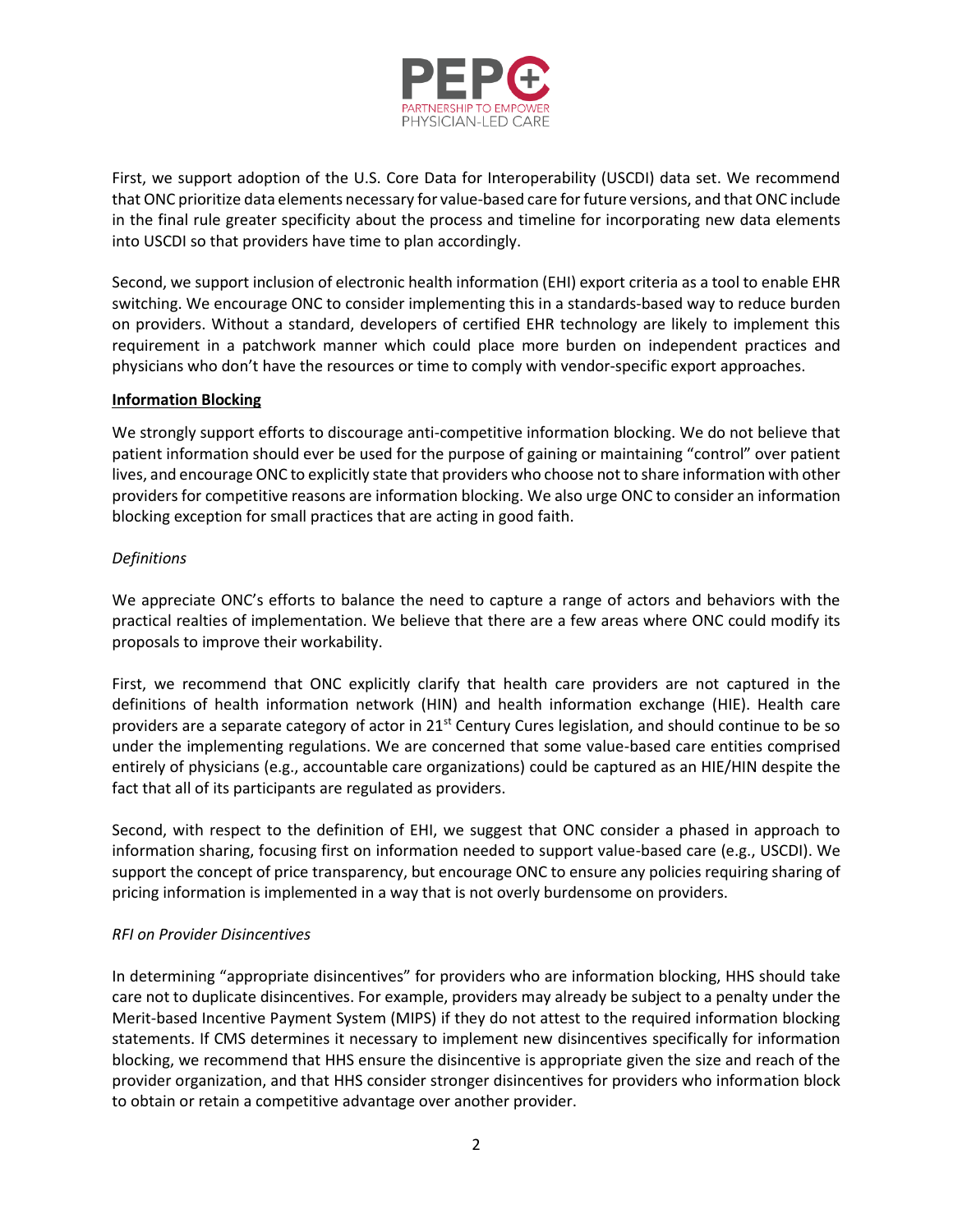First, we support adoption of the U.S. Core Data for Interoperability (USCDI) data set. We recommend that ONC prioritize data elements necessary for value-based care for future versions, and that ONC include in the final rule greater specificity about the process and timeline for incorporating new data elements into USCDI so that providers have time to plan accordingly.

Second, we support inclusion of electronic health information (EHI) export criteria as a tool to enable EHR switching. We encourage ONC to consider implementing this in a standards-based way to reduce burden on providers. Without a standard, developers of certified EHR technology are likely to implement this requirement in a patchwork manner which could place more burden on independent practices and physicians who don't have the resources or time to comply with vendor-specific export approaches.

**Information Blocking**

We strongly support efforts to discourage anti-competitive information blocking. We do not believe that patient information should ever be used for the purpose of gaining or maintaining "control" over patient lives, and encourage ONC to explicitly state that providers who choose not to share information with other providers for competitive reasons are information blocking. We also urge ONC to consider an information blocking exception for small practices that are acting in good faith.

*Definitions*

We appreciate ONC's efforts to balance the need to capture a range of actors and behaviors with the practical realties of implementation. We believe that there are a few areas where ONC could modify its proposals to improve their workability.

First, we recommend that ONC explicitly clarify that health care providers are not captured in the definitions of health information network (HIN) and health information exchange (HIE). Health care providers are a separate category of actor in 21st Century Cures legislation, and should continue to be so under the implementing regulations. We are concerned that some value-based care entities comprised entirely of physicians (e.g., accountable care organizations) could be captured as an HIE/HIN despite the fact that all of its participants are regulated as providers.

Second, with respect to the definition of EHI, we suggest that ONC consider a phased in approach to information sharing, focusing first on information needed to support value-based care (e.g., USCDI). We support the concept of price transparency, but encourage ONC to ensure any policies requiring sharing of pricing information is implemented in a way that is not overly burdensome on providers.

*RFI on Provider Disincentives*

In determining "appropriate disincentives" for providers who are information blocking, HHS should take care not to duplicate disincentives. For example, providers may already be subject to a penalty under the Merit-based Incentive Payment System (MIPS) if they do not attest to the required information blocking statements. If CMS determines it necessary to implement new disincentives specifically for information blocking, we recommend that HHS ensure the disincentive is appropriate given the size and reach of the provider organization, and that HHS consider stronger disincentives for providers who information block to obtain or retain a competitive advantage over another provider.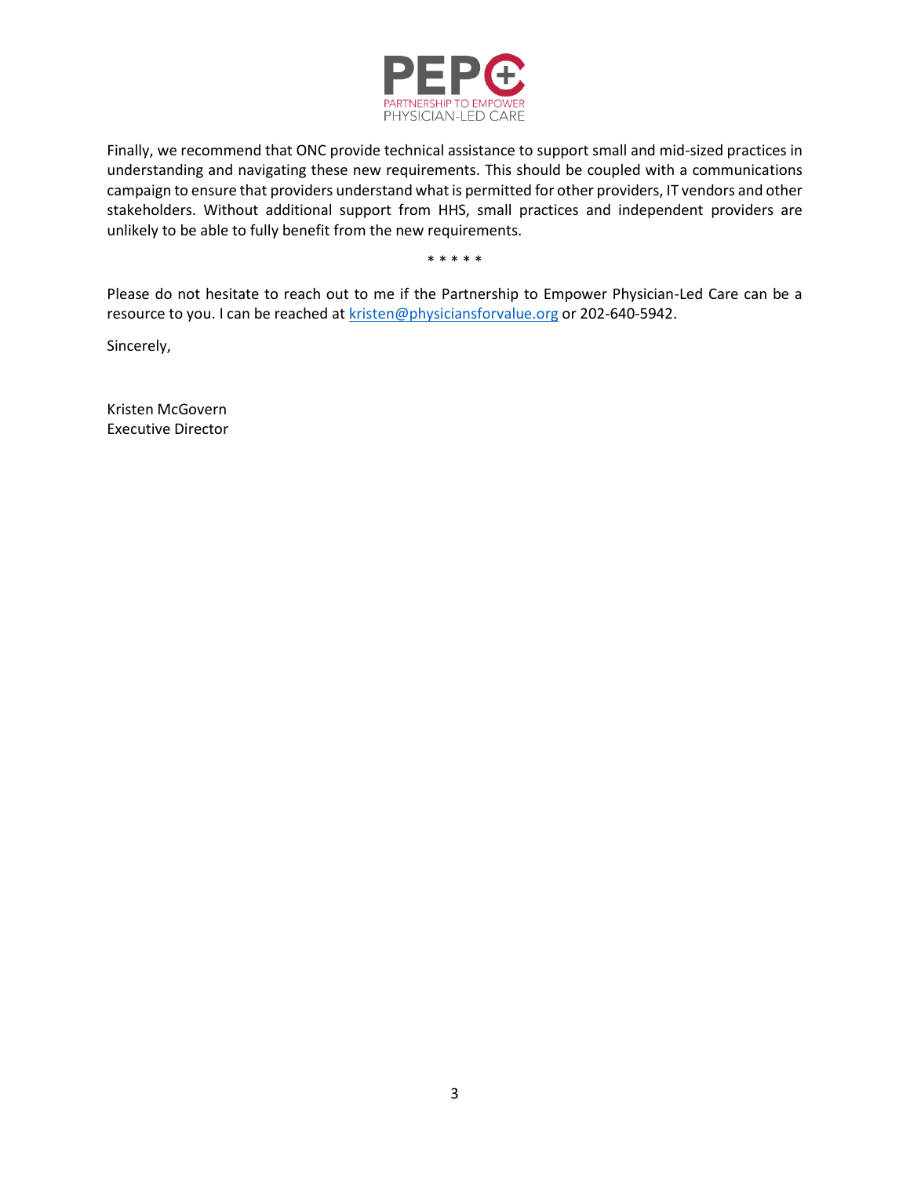Finally, we recommend that ONC provide technical assistance to support small and mid-sized practices in understanding and navigating these new requirements. This should be coupled with a communications campaign to ensure that providers understand what is permitted for other providers, IT vendors and other stakeholders. Without additional support from HHS, small practices and independent providers are unlikely to be able to fully benefit from the new requirements.

\* \* \* \* \*

Please do not hesitate to reach out to me if the Partnership to Empower Physician-Led Care can be a resource to you. I can be reached at kristen@physiciansforvalue.org or 202-640-5942.

Sincerely,

Kristen McGovern
Executive Director